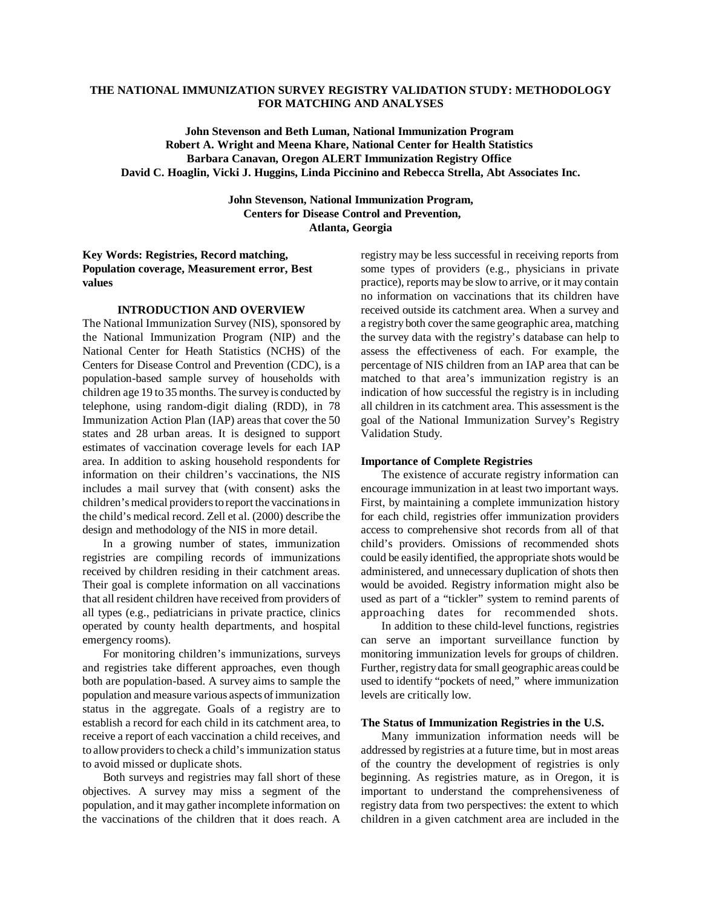# THE NATIONAL IMMUNIZATION SURVEY REGISTRY VALIDATION STUDY: METHODOLOGY FOR MATCHING AND ANALYSES

**John Stevenson and Beth Luman, National Immunization Program**
**Robert A. Wright and Meena Khare, National Center for Health Statistics**
**Barbara Canavan, Oregon ALERT Immunization Registry Office**
**David C. Hoaglin, Vicki J. Huggins, Linda Piccinino and Rebecca Strella, Abt Associates Inc.**

**John Stevenson, National Immunization Program,**
**Centers for Disease Control and Prevention,**
**Atlanta, Georgia**

**Key Words: Registries, Record matching, Population coverage, Measurement error, Best values**

## INTRODUCTION AND OVERVIEW

The National Immunization Survey (NIS), sponsored by the National Immunization Program (NIP) and the National Center for Heath Statistics (NCHS) of the Centers for Disease Control and Prevention (CDC), is a population-based sample survey of households with children age 19 to 35 months. The survey is conducted by telephone, using random-digit dialing (RDD), in 78 Immunization Action Plan (IAP) areas that cover the 50 states and 28 urban areas. It is designed to support estimates of vaccination coverage levels for each IAP area. In addition to asking household respondents for information on their children's vaccinations, the NIS includes a mail survey that (with consent) asks the children's medical providers to report the vaccinations in the child's medical record. Zell et al. (2000) describe the design and methodology of the NIS in more detail.

In a growing number of states, immunization registries are compiling records of immunizations received by children residing in their catchment areas. Their goal is complete information on all vaccinations that all resident children have received from providers of all types (e.g., pediatricians in private practice, clinics operated by county health departments, and hospital emergency rooms).

For monitoring children's immunizations, surveys and registries take different approaches, even though both are population-based. A survey aims to sample the population and measure various aspects of immunization status in the aggregate. Goals of a registry are to establish a record for each child in its catchment area, to receive a report of each vaccination a child receives, and to allow providers to check a child's immunization status to avoid missed or duplicate shots.

Both surveys and registries may fall short of these objectives. A survey may miss a segment of the population, and it may gather incomplete information on the vaccinations of the children that it does reach. A registry may be less successful in receiving reports from some types of providers (e.g., physicians in private practice), reports may be slow to arrive, or it may contain no information on vaccinations that its children have received outside its catchment area. When a survey and a registry both cover the same geographic area, matching the survey data with the registry's database can help to assess the effectiveness of each. For example, the percentage of NIS children from an IAP area that can be matched to that area's immunization registry is an indication of how successful the registry is in including all children in its catchment area. This assessment is the goal of the National Immunization Survey's Registry Validation Study.

### Importance of Complete Registries

The existence of accurate registry information can encourage immunization in at least two important ways. First, by maintaining a complete immunization history for each child, registries offer immunization providers access to comprehensive shot records from all of that child's providers. Omissions of recommended shots could be easily identified, the appropriate shots would be administered, and unnecessary duplication of shots then would be avoided. Registry information might also be used as part of a "tickler" system to remind parents of approaching dates for recommended shots.

In addition to these child-level functions, registries can serve an important surveillance function by monitoring immunization levels for groups of children. Further, registry data for small geographic areas could be used to identify "pockets of need," where immunization levels are critically low.

### The Status of Immunization Registries in the U.S.

Many immunization information needs will be addressed by registries at a future time, but in most areas of the country the development of registries is only beginning. As registries mature, as in Oregon, it is important to understand the comprehensiveness of registry data from two perspectives: the extent to which children in a given catchment area are included in the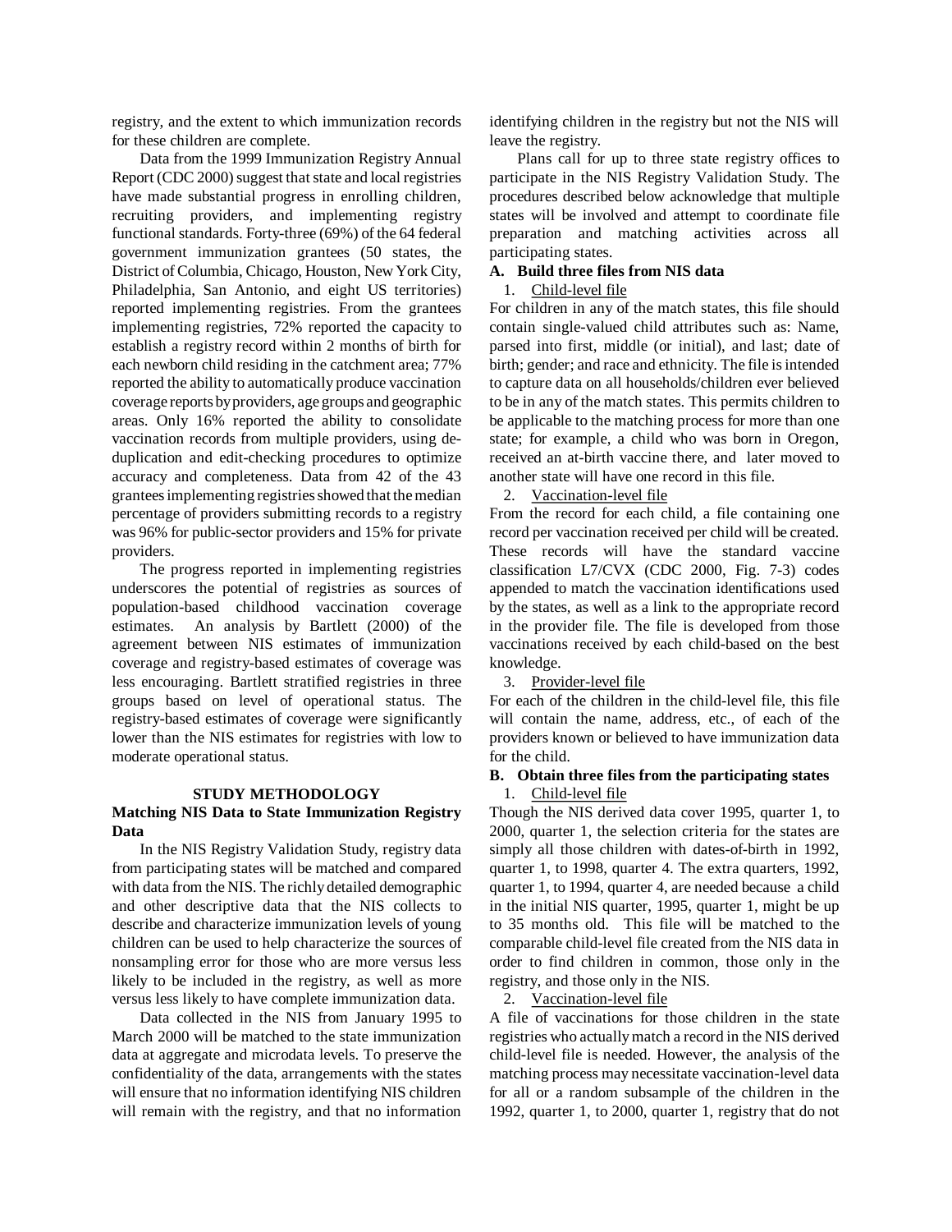registry, and the extent to which immunization records for these children are complete.

Data from the 1999 Immunization Registry Annual Report (CDC 2000) suggest that state and local registries have made substantial progress in enrolling children, recruiting providers, and implementing registry functional standards. Forty-three (69%) of the 64 federal government immunization grantees (50 states, the District of Columbia, Chicago, Houston, New York City, Philadelphia, San Antonio, and eight US territories) reported implementing registries. From the grantees implementing registries, 72% reported the capacity to establish a registry record within 2 months of birth for each newborn child residing in the catchment area; 77% reported the ability to automatically produce vaccination coverage reports by providers, age groups and geographic areas. Only 16% reported the ability to consolidate vaccination records from multiple providers, using de-duplication and edit-checking procedures to optimize accuracy and completeness. Data from 42 of the 43 grantees implementing registries showed that the median percentage of providers submitting records to a registry was 96% for public-sector providers and 15% for private providers.

The progress reported in implementing registries underscores the potential of registries as sources of population-based childhood vaccination coverage estimates. An analysis by Bartlett (2000) of the agreement between NIS estimates of immunization coverage and registry-based estimates of coverage was less encouraging. Bartlett stratified registries in three groups based on level of operational status. The registry-based estimates of coverage were significantly lower than the NIS estimates for registries with low to moderate operational status.

## STUDY METHODOLOGY

### Matching NIS Data to State Immunization Registry Data

In the NIS Registry Validation Study, registry data from participating states will be matched and compared with data from the NIS. The richly detailed demographic and other descriptive data that the NIS collects to describe and characterize immunization levels of young children can be used to help characterize the sources of nonsampling error for those who are more versus less likely to be included in the registry, as well as more versus less likely to have complete immunization data.

Data collected in the NIS from January 1995 to March 2000 will be matched to the state immunization data at aggregate and microdata levels. To preserve the confidentiality of the data, arrangements with the states will ensure that no information identifying NIS children will remain with the registry, and that no information identifying children in the registry but not the NIS will leave the registry.

Plans call for up to three state registry offices to participate in the NIS Registry Validation Study. The procedures described below acknowledge that multiple states will be involved and attempt to coordinate file preparation and matching activities across all participating states.

**A. Build three files from NIS data**

1. Child-level file

For children in any of the match states, this file should contain single-valued child attributes such as: Name, parsed into first, middle (or initial), and last; date of birth; gender; and race and ethnicity. The file is intended to capture data on all households/children ever believed to be in any of the match states. This permits children to be applicable to the matching process for more than one state; for example, a child who was born in Oregon, received an at-birth vaccine there, and later moved to another state will have one record in this file.

2. Vaccination-level file

From the record for each child, a file containing one record per vaccination received per child will be created. These records will have the standard vaccine classification L7/CVX (CDC 2000, Fig. 7-3) codes appended to match the vaccination identifications used by the states, as well as a link to the appropriate record in the provider file. The file is developed from those vaccinations received by each child-based on the best knowledge.

3. Provider-level file

For each of the children in the child-level file, this file will contain the name, address, etc., of each of the providers known or believed to have immunization data for the child.

**B. Obtain three files from the participating states**

1. Child-level file

Though the NIS derived data cover 1995, quarter 1, to 2000, quarter 1, the selection criteria for the states are simply all those children with dates-of-birth in 1992, quarter 1, to 1998, quarter 4. The extra quarters, 1992, quarter 1, to 1994, quarter 4, are needed because a child in the initial NIS quarter, 1995, quarter 1, might be up to 35 months old. This file will be matched to the comparable child-level file created from the NIS data in order to find children in common, those only in the registry, and those only in the NIS.

2. Vaccination-level file

A file of vaccinations for those children in the state registries who actually match a record in the NIS derived child-level file is needed. However, the analysis of the matching process may necessitate vaccination-level data for all or a random subsample of the children in the 1992, quarter 1, to 2000, quarter 1, registry that do not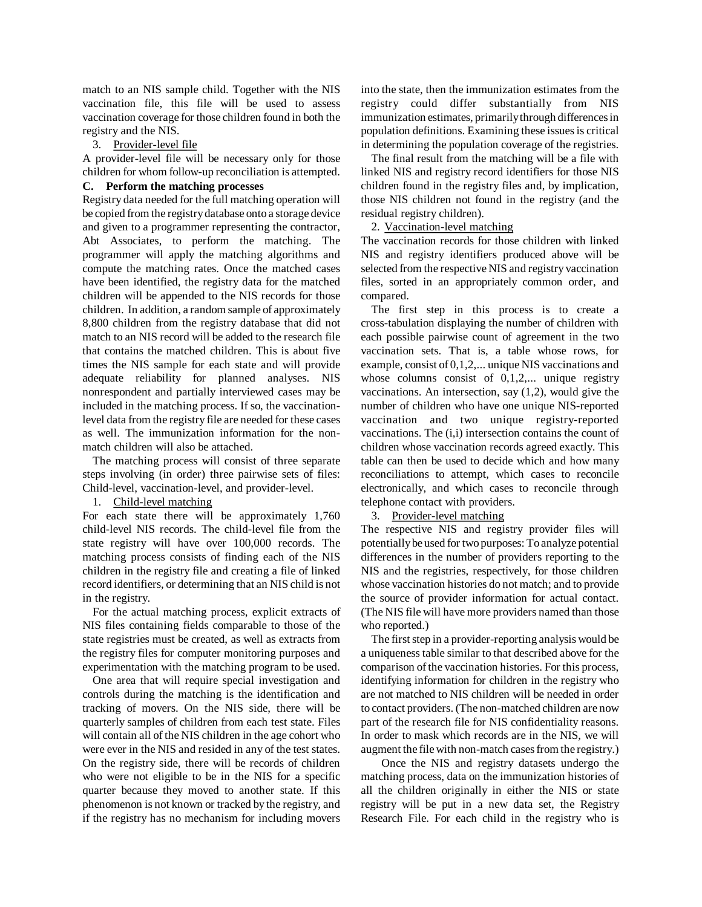match to an NIS sample child. Together with the NIS vaccination file, this file will be used to assess vaccination coverage for those children found in both the registry and the NIS.

3. Provider-level file

A provider-level file will be necessary only for those children for whom follow-up reconciliation is attempted.

**C. Perform the matching processes**

Registry data needed for the full matching operation will be copied from the registry database onto a storage device and given to a programmer representing the contractor, Abt Associates, to perform the matching. The programmer will apply the matching algorithms and compute the matching rates. Once the matched cases have been identified, the registry data for the matched children will be appended to the NIS records for those children. In addition, a random sample of approximately 8,800 children from the registry database that did not match to an NIS record will be added to the research file that contains the matched children. This is about five times the NIS sample for each state and will provide adequate reliability for planned analyses. NIS nonrespondent and partially interviewed cases may be included in the matching process. If so, the vaccination-level data from the registry file are needed for these cases as well. The immunization information for the non-match children will also be attached.

The matching process will consist of three separate steps involving (in order) three pairwise sets of files: Child-level, vaccination-level, and provider-level.

1. Child-level matching

For each state there will be approximately 1,760 child-level NIS records. The child-level file from the state registry will have over 100,000 records. The matching process consists of finding each of the NIS children in the registry file and creating a file of linked record identifiers, or determining that an NIS child is not in the registry.

For the actual matching process, explicit extracts of NIS files containing fields comparable to those of the state registries must be created, as well as extracts from the registry files for computer monitoring purposes and experimentation with the matching program to be used.

One area that will require special investigation and controls during the matching is the identification and tracking of movers. On the NIS side, there will be quarterly samples of children from each test state. Files will contain all of the NIS children in the age cohort who were ever in the NIS and resided in any of the test states. On the registry side, there will be records of children who were not eligible to be in the NIS for a specific quarter because they moved to another state. If this phenomenon is not known or tracked by the registry, and if the registry has no mechanism for including movers into the state, then the immunization estimates from the registry could differ substantially from NIS immunization estimates, primarily through differences in population definitions. Examining these issues is critical in determining the population coverage of the registries.

The final result from the matching will be a file with linked NIS and registry record identifiers for those NIS children found in the registry files and, by implication, those NIS children not found in the registry (and the residual registry children).

2. Vaccination-level matching

The vaccination records for those children with linked NIS and registry identifiers produced above will be selected from the respective NIS and registry vaccination files, sorted in an appropriately common order, and compared.

The first step in this process is to create a cross-tabulation displaying the number of children with each possible pairwise count of agreement in the two vaccination sets. That is, a table whose rows, for example, consist of 0,1,2,... unique NIS vaccinations and whose columns consist of 0,1,2,... unique registry vaccinations. An intersection, say (1,2), would give the number of children who have one unique NIS-reported vaccination and two unique registry-reported vaccinations. The (i,i) intersection contains the count of children whose vaccination records agreed exactly. This table can then be used to decide which and how many reconciliations to attempt, which cases to reconcile electronically, and which cases to reconcile through telephone contact with providers.

3. Provider-level matching

The respective NIS and registry provider files will potentially be used for two purposes: To analyze potential differences in the number of providers reporting to the NIS and the registries, respectively, for those children whose vaccination histories do not match; and to provide the source of provider information for actual contact. (The NIS file will have more providers named than those who reported.)

The first step in a provider-reporting analysis would be a uniqueness table similar to that described above for the comparison of the vaccination histories. For this process, identifying information for children in the registry who are not matched to NIS children will be needed in order to contact providers. (The non-matched children are now part of the research file for NIS confidentiality reasons. In order to mask which records are in the NIS, we will augment the file with non-match cases from the registry.)

Once the NIS and registry datasets undergo the matching process, data on the immunization histories of all the children originally in either the NIS or state registry will be put in a new data set, the Registry Research File. For each child in the registry who is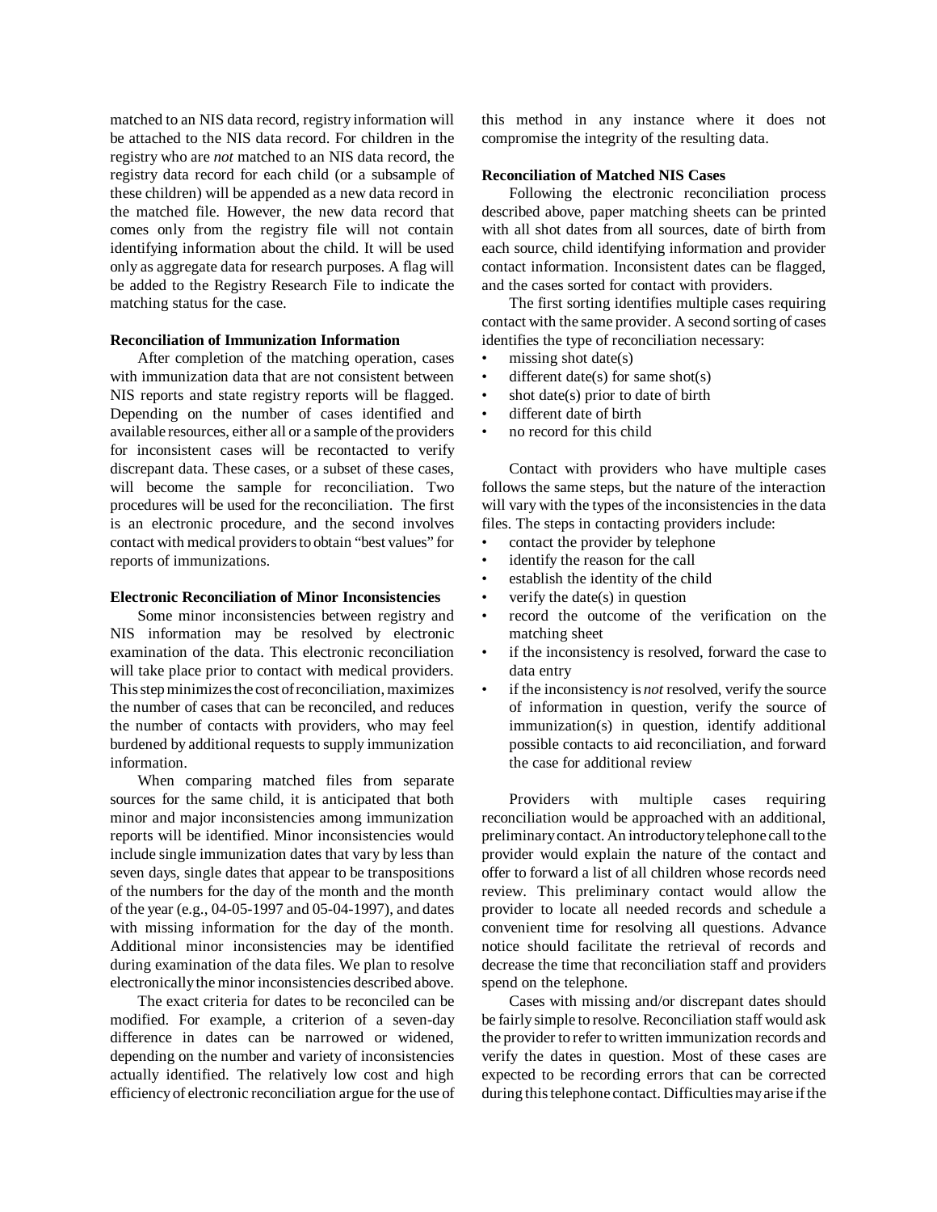matched to an NIS data record, registry information will be attached to the NIS data record. For children in the registry who are *not* matched to an NIS data record, the registry data record for each child (or a subsample of these children) will be appended as a new data record in the matched file. However, the new data record that comes only from the registry file will not contain identifying information about the child. It will be used only as aggregate data for research purposes. A flag will be added to the Registry Research File to indicate the matching status for the case.

**Reconciliation of Immunization Information**

After completion of the matching operation, cases with immunization data that are not consistent between NIS reports and state registry reports will be flagged. Depending on the number of cases identified and available resources, either all or a sample of the providers for inconsistent cases will be recontacted to verify discrepant data. These cases, or a subset of these cases, will become the sample for reconciliation. Two procedures will be used for the reconciliation. The first is an electronic procedure, and the second involves contact with medical providers to obtain "best values" for reports of immunizations.

**Electronic Reconciliation of Minor Inconsistencies**

Some minor inconsistencies between registry and NIS information may be resolved by electronic examination of the data. This electronic reconciliation will take place prior to contact with medical providers. This step minimizes the cost of reconciliation, maximizes the number of cases that can be reconciled, and reduces the number of contacts with providers, who may feel burdened by additional requests to supply immunization information.

When comparing matched files from separate sources for the same child, it is anticipated that both minor and major inconsistencies among immunization reports will be identified. Minor inconsistencies would include single immunization dates that vary by less than seven days, single dates that appear to be transpositions of the numbers for the day of the month and the month of the year (e.g., 04-05-1997 and 05-04-1997), and dates with missing information for the day of the month. Additional minor inconsistencies may be identified during examination of the data files. We plan to resolve electronically the minor inconsistencies described above.

The exact criteria for dates to be reconciled can be modified. For example, a criterion of a seven-day difference in dates can be narrowed or widened, depending on the number and variety of inconsistencies actually identified. The relatively low cost and high efficiency of electronic reconciliation argue for the use of this method in any instance where it does not compromise the integrity of the resulting data.

**Reconciliation of Matched NIS Cases**

Following the electronic reconciliation process described above, paper matching sheets can be printed with all shot dates from all sources, date of birth from each source, child identifying information and provider contact information. Inconsistent dates can be flagged, and the cases sorted for contact with providers.

The first sorting identifies multiple cases requiring contact with the same provider. A second sorting of cases identifies the type of reconciliation necessary:

- missing shot date(s)
- different date(s) for same shot(s)
- shot date(s) prior to date of birth
- different date of birth
- no record for this child

Contact with providers who have multiple cases follows the same steps, but the nature of the interaction will vary with the types of the inconsistencies in the data files. The steps in contacting providers include:

- contact the provider by telephone
- identify the reason for the call
- establish the identity of the child
- verify the date(s) in question
- record the outcome of the verification on the matching sheet
- if the inconsistency is resolved, forward the case to data entry
- if the inconsistency is *not* resolved, verify the source of information in question, verify the source of immunization(s) in question, identify additional possible contacts to aid reconciliation, and forward the case for additional review

Providers with multiple cases requiring reconciliation would be approached with an additional, preliminary contact. An introductory telephone call to the provider would explain the nature of the contact and offer to forward a list of all children whose records need review. This preliminary contact would allow the provider to locate all needed records and schedule a convenient time for resolving all questions. Advance notice should facilitate the retrieval of records and decrease the time that reconciliation staff and providers spend on the telephone.

Cases with missing and/or discrepant dates should be fairly simple to resolve. Reconciliation staff would ask the provider to refer to written immunization records and verify the dates in question. Most of these cases are expected to be recording errors that can be corrected during this telephone contact. Difficulties may arise if the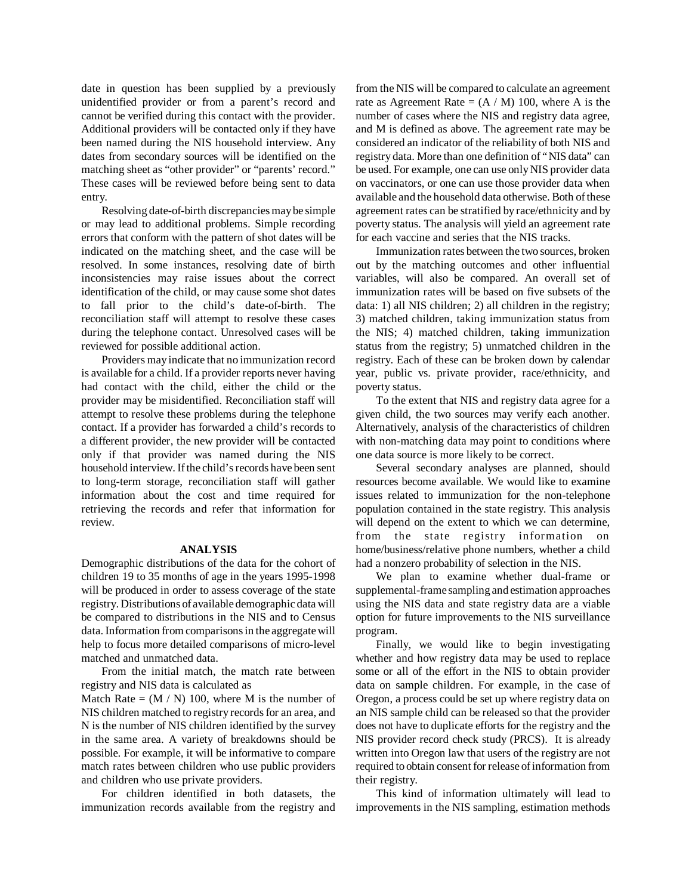date in question has been supplied by a previously unidentified provider or from a parent's record and cannot be verified during this contact with the provider. Additional providers will be contacted only if they have been named during the NIS household interview. Any dates from secondary sources will be identified on the matching sheet as "other provider" or "parents' record." These cases will be reviewed before being sent to data entry.

Resolving date-of-birth discrepancies may be simple or may lead to additional problems. Simple recording errors that conform with the pattern of shot dates will be indicated on the matching sheet, and the case will be resolved. In some instances, resolving date of birth inconsistencies may raise issues about the correct identification of the child, or may cause some shot dates to fall prior to the child's date-of-birth. The reconciliation staff will attempt to resolve these cases during the telephone contact. Unresolved cases will be reviewed for possible additional action.

Providers may indicate that no immunization record is available for a child. If a provider reports never having had contact with the child, either the child or the provider may be misidentified. Reconciliation staff will attempt to resolve these problems during the telephone contact. If a provider has forwarded a child's records to a different provider, the new provider will be contacted only if that provider was named during the NIS household interview. If the child's records have been sent to long-term storage, reconciliation staff will gather information about the cost and time required for retrieving the records and refer that information for review.

## ANALYSIS

Demographic distributions of the data for the cohort of children 19 to 35 months of age in the years 1995-1998 will be produced in order to assess coverage of the state registry. Distributions of available demographic data will be compared to distributions in the NIS and to Census data. Information from comparisons in the aggregate will help to focus more detailed comparisons of micro-level matched and unmatched data.

From the initial match, the match rate between registry and NIS data is calculated as

Match Rate = $(M / N)$ 100, where M is the number of NIS children matched to registry records for an area, and N is the number of NIS children identified by the survey in the same area. A variety of breakdowns should be possible. For example, it will be informative to compare match rates between children who use public providers and children who use private providers.

For children identified in both datasets, the immunization records available from the registry and from the NIS will be compared to calculate an agreement rate as Agreement Rate = $(A / M)$ 100, where A is the number of cases where the NIS and registry data agree, and M is defined as above. The agreement rate may be considered an indicator of the reliability of both NIS and registry data. More than one definition of "NIS data" can be used. For example, one can use only NIS provider data on vaccinators, or one can use those provider data when available and the household data otherwise. Both of these agreement rates can be stratified by race/ethnicity and by poverty status. The analysis will yield an agreement rate for each vaccine and series that the NIS tracks.

Immunization rates between the two sources, broken out by the matching outcomes and other influential variables, will also be compared. An overall set of immunization rates will be based on five subsets of the data: 1) all NIS children; 2) all children in the registry; 3) matched children, taking immunization status from the NIS; 4) matched children, taking immunization status from the registry; 5) unmatched children in the registry. Each of these can be broken down by calendar year, public vs. private provider, race/ethnicity, and poverty status.

To the extent that NIS and registry data agree for a given child, the two sources may verify each another. Alternatively, analysis of the characteristics of children with non-matching data may point to conditions where one data source is more likely to be correct.

Several secondary analyses are planned, should resources become available. We would like to examine issues related to immunization for the non-telephone population contained in the state registry. This analysis will depend on the extent to which we can determine, from the state registry information on home/business/relative phone numbers, whether a child had a nonzero probability of selection in the NIS.

We plan to examine whether dual-frame or supplemental-frame sampling and estimation approaches using the NIS data and state registry data are a viable option for future improvements to the NIS surveillance program.

Finally, we would like to begin investigating whether and how registry data may be used to replace some or all of the effort in the NIS to obtain provider data on sample children. For example, in the case of Oregon, a process could be set up where registry data on an NIS sample child can be released so that the provider does not have to duplicate efforts for the registry and the NIS provider record check study (PRCS). It is already written into Oregon law that users of the registry are not required to obtain consent for release of information from their registry.

This kind of information ultimately will lead to improvements in the NIS sampling, estimation methods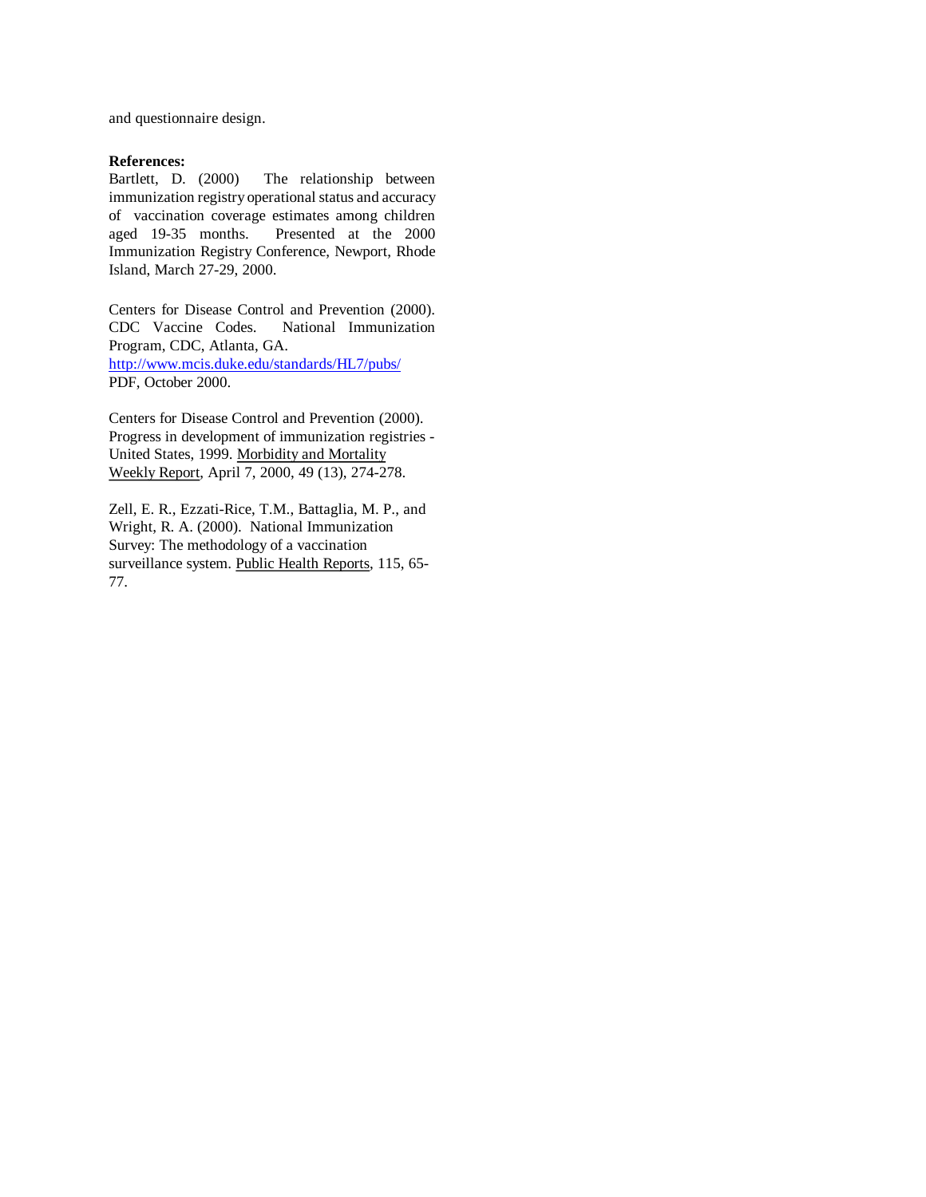and questionnaire design.

**References:**

Bartlett, D. (2000) The relationship between immunization registry operational status and accuracy of vaccination coverage estimates among children aged 19-35 months. Presented at the 2000 Immunization Registry Conference, Newport, Rhode Island, March 27-29, 2000.

Centers for Disease Control and Prevention (2000). CDC Vaccine Codes. National Immunization Program, CDC, Atlanta, GA. http://www.mcis.duke.edu/standards/HL7/pubs/ PDF, October 2000.

Centers for Disease Control and Prevention (2000). Progress in development of immunization registries - United States, 1999. Morbidity and Mortality Weekly Report, April 7, 2000, 49 (13), 274-278.

Zell, E. R., Ezzati-Rice, T.M., Battaglia, M. P., and Wright, R. A. (2000). National Immunization Survey: The methodology of a vaccination surveillance system. Public Health Reports, 115, 65-77.